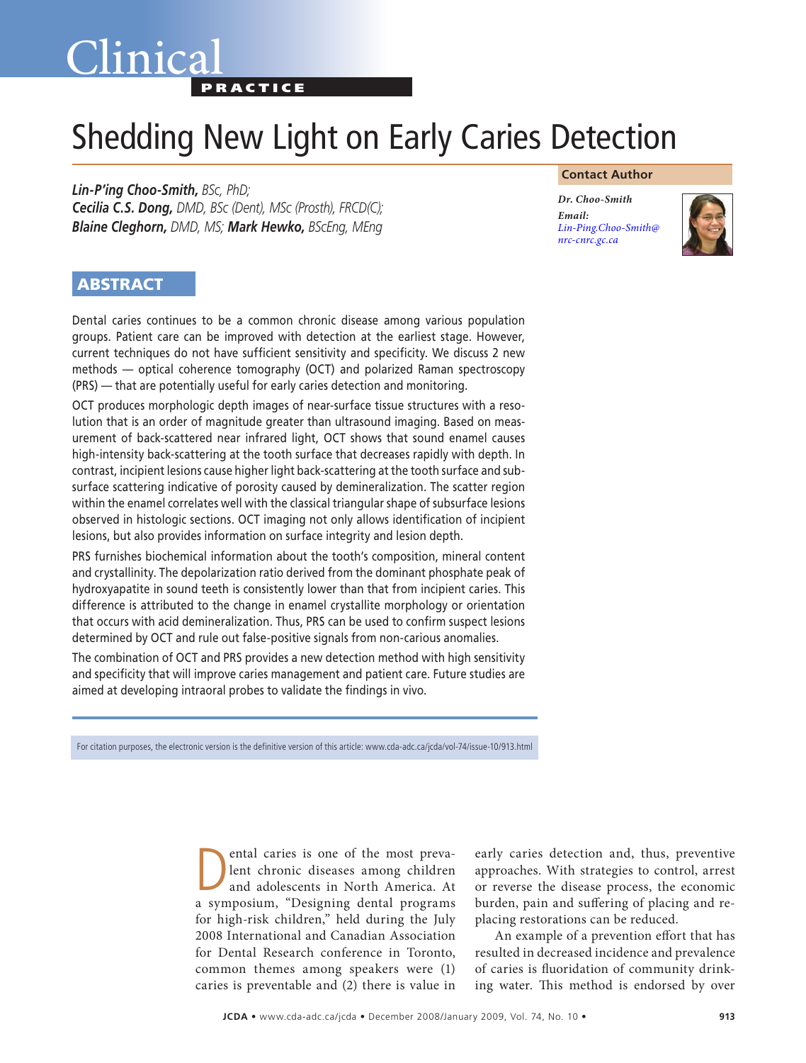Clinical

PRACTICE

# Shedding New Light on Early Caries Detection

***Lin-P'ing Choo-Smith,** BSc, PhD;*
***Cecilia C.S. Dong,** DMD, BSc (Dent), MSc (Prosth), FRCD(C);*
***Blaine Cleghorn,** DMD, MS;* ***Mark Hewko,** BScEng, MEng*

**Contact Author**

*Dr. Choo-Smith*
***Email:***
*Lin-Ping.Choo-Smith@nrc-cnrc.gc.ca*

## ABSTRACT

Dental caries continues to be a common chronic disease among various population groups. Patient care can be improved with detection at the earliest stage. However, current techniques do not have sufficient sensitivity and specificity. We discuss 2 new methods — optical coherence tomography (OCT) and polarized Raman spectroscopy (PRS) — that are potentially useful for early caries detection and monitoring.

OCT produces morphologic depth images of near-surface tissue structures with a resolution that is an order of magnitude greater than ultrasound imaging. Based on measurement of back-scattered near infrared light, OCT shows that sound enamel causes high-intensity back-scattering at the tooth surface that decreases rapidly with depth. In contrast, incipient lesions cause higher light back-scattering at the tooth surface and subsurface scattering indicative of porosity caused by demineralization. The scatter region within the enamel correlates well with the classical triangular shape of subsurface lesions observed in histologic sections. OCT imaging not only allows identification of incipient lesions, but also provides information on surface integrity and lesion depth.

PRS furnishes biochemical information about the tooth's composition, mineral content and crystallinity. The depolarization ratio derived from the dominant phosphate peak of hydroxyapatite in sound teeth is consistently lower than that from incipient caries. This difference is attributed to the change in enamel crystallite morphology or orientation that occurs with acid demineralization. Thus, PRS can be used to confirm suspect lesions determined by OCT and rule out false-positive signals from non-carious anomalies.

The combination of OCT and PRS provides a new detection method with high sensitivity and specificity that will improve caries management and patient care. Future studies are aimed at developing intraoral probes to validate the findings in vivo.

For citation purposes, the electronic version is the definitive version of this article: www.cda-adc.ca/jcda/vol-74/issue-10/913.html

Dental caries is one of the most prevalent chronic diseases among children and adolescents in North America. At a symposium, "Designing dental programs for high-risk children," held during the July 2008 International and Canadian Association for Dental Research conference in Toronto, common themes among speakers were (1) caries is preventable and (2) there is value in early caries detection and, thus, preventive approaches. With strategies to control, arrest or reverse the disease process, the economic burden, pain and suffering of placing and replacing restorations can be reduced.

An example of a prevention effort that has resulted in decreased incidence and prevalence of caries is fluoridation of community drinking water. This method is endorsed by over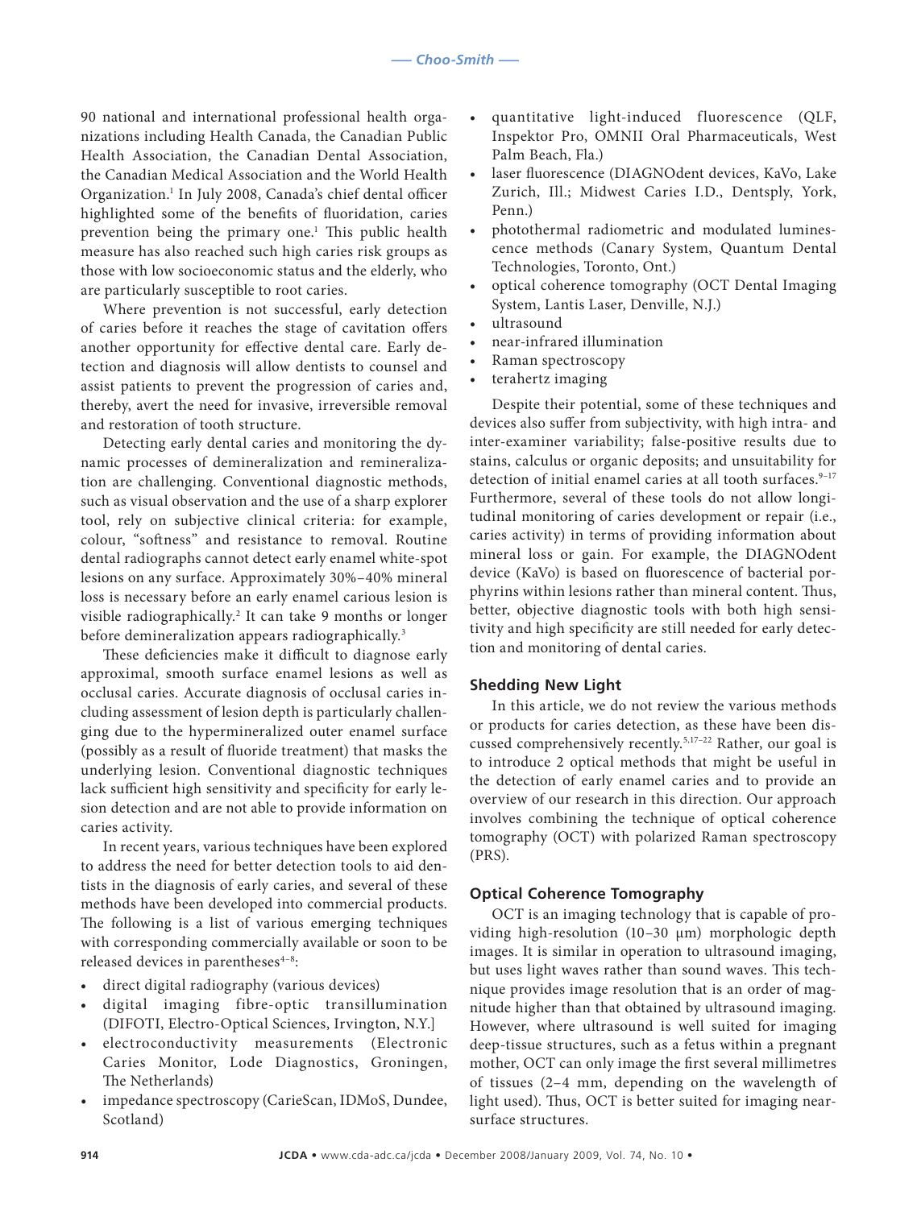90 national and international professional health organizations including Health Canada, the Canadian Public Health Association, the Canadian Dental Association, the Canadian Medical Association and the World Health Organization.[1] In July 2008, Canada's chief dental officer highlighted some of the benefits of fluoridation, caries prevention being the primary one.[1] This public health measure has also reached such high caries risk groups as those with low socioeconomic status and the elderly, who are particularly susceptible to root caries.

Where prevention is not successful, early detection of caries before it reaches the stage of cavitation offers another opportunity for effective dental care. Early detection and diagnosis will allow dentists to counsel and assist patients to prevent the progression of caries and, thereby, avert the need for invasive, irreversible removal and restoration of tooth structure.

Detecting early dental caries and monitoring the dynamic processes of demineralization and remineralization are challenging. Conventional diagnostic methods, such as visual observation and the use of a sharp explorer tool, rely on subjective clinical criteria: for example, colour, "softness" and resistance to removal. Routine dental radiographs cannot detect early enamel white-spot lesions on any surface. Approximately 30%–40% mineral loss is necessary before an early enamel carious lesion is visible radiographically.[2] It can take 9 months or longer before demineralization appears radiographically.[3]

These deficiencies make it difficult to diagnose early approximal, smooth surface enamel lesions as well as occlusal caries. Accurate diagnosis of occlusal caries including assessment of lesion depth is particularly challenging due to the hypermineralized outer enamel surface (possibly as a result of fluoride treatment) that masks the underlying lesion. Conventional diagnostic techniques lack sufficient high sensitivity and specificity for early lesion detection and are not able to provide information on caries activity.

In recent years, various techniques have been explored to address the need for better detection tools to aid dentists in the diagnosis of early caries, and several of these methods have been developed into commercial products. The following is a list of various emerging techniques with corresponding commercially available or soon to be released devices in parentheses[4–8]:

- direct digital radiography (various devices)
- digital imaging fibre-optic transillumination (DIFOTI, Electro-Optical Sciences, Irvington, N.Y.]
- electroconductivity measurements (Electronic Caries Monitor, Lode Diagnostics, Groningen, The Netherlands)
- impedance spectroscopy (CarieScan, IDMoS, Dundee, Scotland)
- quantitative light-induced fluorescence (QLF, Inspektor Pro, OMNII Oral Pharmaceuticals, West Palm Beach, Fla.)
- laser fluorescence (DIAGNOdent devices, KaVo, Lake Zurich, Ill.; Midwest Caries I.D., Dentsply, York, Penn.)
- photothermal radiometric and modulated luminescence methods (Canary System, Quantum Dental Technologies, Toronto, Ont.)
- optical coherence tomography (OCT Dental Imaging System, Lantis Laser, Denville, N.J.)
- ultrasound
- near-infrared illumination
- Raman spectroscopy
- terahertz imaging

Despite their potential, some of these techniques and devices also suffer from subjectivity, with high intra- and inter-examiner variability; false-positive results due to stains, calculus or organic deposits; and unsuitability for detection of initial enamel caries at all tooth surfaces.[9–17] Furthermore, several of these tools do not allow longitudinal monitoring of caries development or repair (i.e., caries activity) in terms of providing information about mineral loss or gain. For example, the DIAGNOdent device (KaVo) is based on fluorescence of bacterial porphyrins within lesions rather than mineral content. Thus, better, objective diagnostic tools with both high sensitivity and high specificity are still needed for early detection and monitoring of dental caries.

## Shedding New Light

In this article, we do not review the various methods or products for caries detection, as these have been discussed comprehensively recently.[5,17–22] Rather, our goal is to introduce 2 optical methods that might be useful in the detection of early enamel caries and to provide an overview of our research in this direction. Our approach involves combining the technique of optical coherence tomography (OCT) with polarized Raman spectroscopy (PRS).

## Optical Coherence Tomography

OCT is an imaging technology that is capable of providing high-resolution (10–30 µm) morphologic depth images. It is similar in operation to ultrasound imaging, but uses light waves rather than sound waves. This technique provides image resolution that is an order of magnitude higher than that obtained by ultrasound imaging. However, where ultrasound is well suited for imaging deep-tissue structures, such as a fetus within a pregnant mother, OCT can only image the first several millimetres of tissues (2–4 mm, depending on the wavelength of light used). Thus, OCT is better suited for imaging near-surface structures.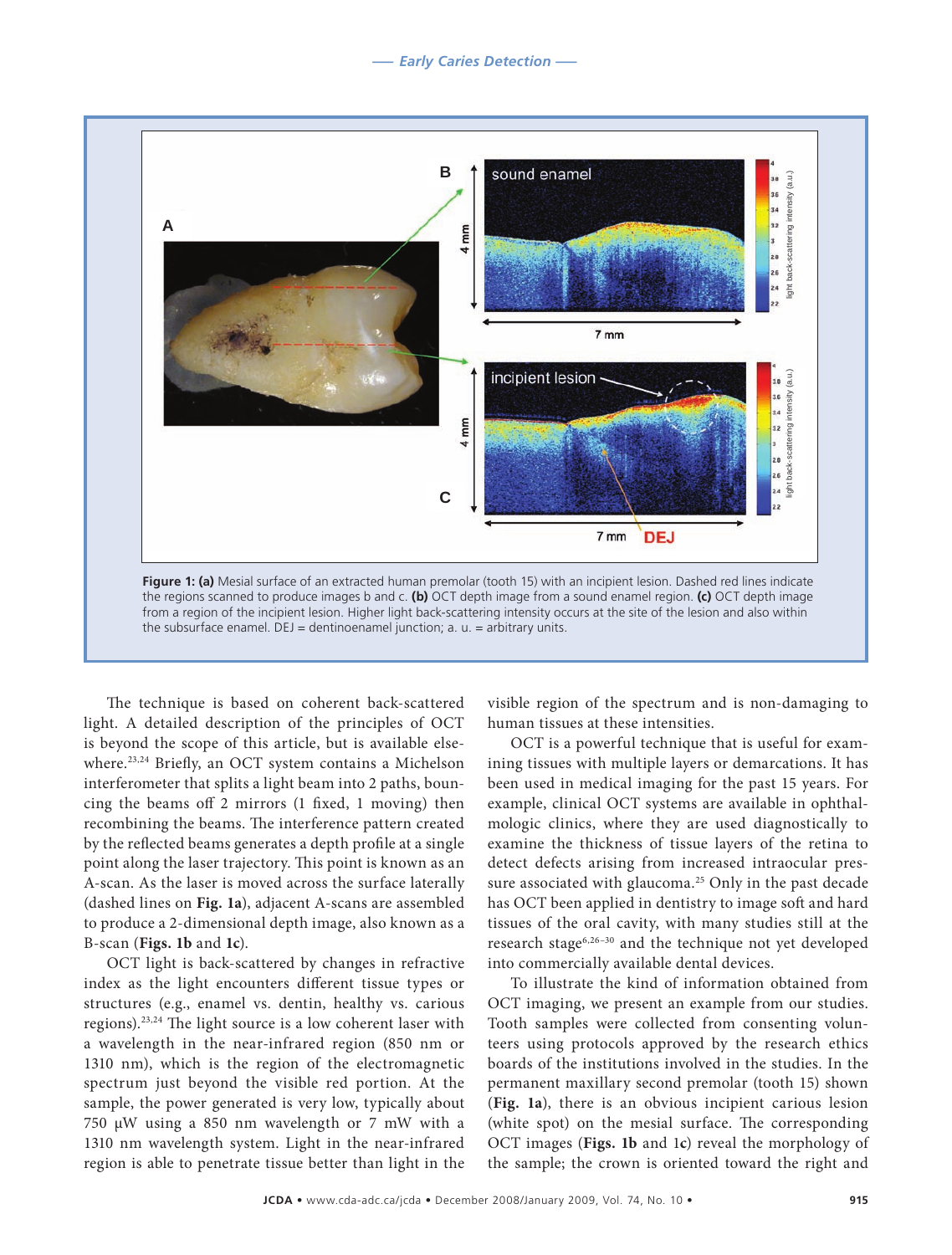**Figure 1:** **(a)** Mesial surface of an extracted human premolar (tooth 15) with an incipient lesion. Dashed red lines indicate the regions scanned to produce images b and c. **(b)** OCT depth image from a sound enamel region. **(c)** OCT depth image from a region of the incipient lesion. Higher light back-scattering intensity occurs at the site of the lesion and also within the subsurface enamel. DEJ = dentinoenamel junction; a. u. = arbitrary units.

The technique is based on coherent back-scattered light. A detailed description of the principles of OCT is beyond the scope of this article, but is available elsewhere.[23,24] Briefly, an OCT system contains a Michelson interferometer that splits a light beam into 2 paths, bouncing the beams off 2 mirrors (1 fixed, 1 moving) then recombining the beams. The interference pattern created by the reflected beams generates a depth profile at a single point along the laser trajectory. This point is known as an A-scan. As the laser is moved across the surface laterally (dashed lines on **Fig. 1a**), adjacent A-scans are assembled to produce a 2-dimensional depth image, also known as a B-scan (**Figs. 1b** and **1c**).

OCT light is back-scattered by changes in refractive index as the light encounters different tissue types or structures (e.g., enamel vs. dentin, healthy vs. carious regions).[23,24] The light source is a low coherent laser with a wavelength in the near-infrared region (850 nm or 1310 nm), which is the region of the electromagnetic spectrum just beyond the visible red portion. At the sample, the power generated is very low, typically about 750 µW using a 850 nm wavelength or 7 mW with a 1310 nm wavelength system. Light in the near-infrared region is able to penetrate tissue better than light in the visible region of the spectrum and is non-damaging to human tissues at these intensities.

OCT is a powerful technique that is useful for examining tissues with multiple layers or demarcations. It has been used in medical imaging for the past 15 years. For example, clinical OCT systems are available in ophthalmologic clinics, where they are used diagnostically to examine the thickness of tissue layers of the retina to detect defects arising from increased intraocular pressure associated with glaucoma.[25] Only in the past decade has OCT been applied in dentistry to image soft and hard tissues of the oral cavity, with many studies still at the research stage[6,26–30] and the technique not yet developed into commercially available dental devices.

To illustrate the kind of information obtained from OCT imaging, we present an example from our studies. Tooth samples were collected from consenting volunteers using protocols approved by the research ethics boards of the institutions involved in the studies. In the permanent maxillary second premolar (tooth 15) shown (**Fig. 1a**), there is an obvious incipient carious lesion (white spot) on the mesial surface. The corresponding OCT images (**Figs. 1b** and **1c**) reveal the morphology of the sample; the crown is oriented toward the right and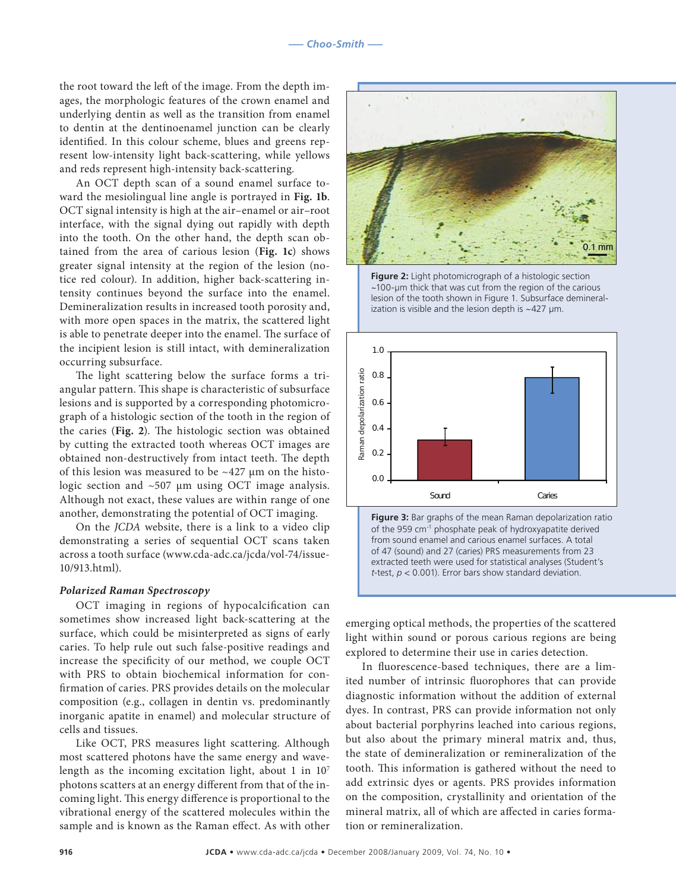the root toward the left of the image. From the depth images, the morphologic features of the crown enamel and underlying dentin as well as the transition from enamel to dentin at the dentinoenamel junction can be clearly identified. In this colour scheme, blues and greens represent low-intensity light back-scattering, while yellows and reds represent high-intensity back-scattering.

An OCT depth scan of a sound enamel surface toward the mesiolingual line angle is portrayed in **Fig. 1b**. OCT signal intensity is high at the air–enamel or air–root interface, with the signal dying out rapidly with depth into the tooth. On the other hand, the depth scan obtained from the area of carious lesion (**Fig. 1c**) shows greater signal intensity at the region of the lesion (notice red colour). In addition, higher back-scattering intensity continues beyond the surface into the enamel. Demineralization results in increased tooth porosity and, with more open spaces in the matrix, the scattered light is able to penetrate deeper into the enamel. The surface of the incipient lesion is still intact, with demineralization occurring subsurface.

The light scattering below the surface forms a triangular pattern. This shape is characteristic of subsurface lesions and is supported by a corresponding photomicrograph of a histologic section of the tooth in the region of the caries (**Fig. 2**). The histologic section was obtained by cutting the extracted tooth whereas OCT images are obtained non-destructively from intact teeth. The depth of this lesion was measured to be ~427 µm on the histologic section and ~507 µm using OCT image analysis. Although not exact, these values are within range of one another, demonstrating the potential of OCT imaging.

On the *JCDA* website, there is a link to a video clip demonstrating a series of sequential OCT scans taken across a tooth surface (www.cda-adc.ca/jcda/vol-74/issue-10/913.html).

**Figure 2:** Light photomicrograph of a histologic section ~100-µm thick that was cut from the region of the carious lesion of the tooth shown in Figure 1. Subsurface demineralization is visible and the lesion depth is ~427 µm.

**Figure 3:** Bar graphs of the mean Raman depolarization ratio of the 959 cm$^{-1}$ phosphate peak of hydroxyapatite derived from sound enamel and carious enamel surfaces. A total of 47 (sound) and 27 (caries) PRS measurements from 23 extracted teeth were used for statistical analyses (Student's *t*-test, $p < 0.001$). Error bars show standard deviation.

### *Polarized Raman Spectroscopy*

OCT imaging in regions of hypocalcification can sometimes show increased light back-scattering at the surface, which could be misinterpreted as signs of early caries. To help rule out such false-positive readings and increase the specificity of our method, we couple OCT with PRS to obtain biochemical information for confirmation of caries. PRS provides details on the molecular composition (e.g., collagen in dentin vs. predominantly inorganic apatite in enamel) and molecular structure of cells and tissues.

Like OCT, PRS measures light scattering. Although most scattered photons have the same energy and wavelength as the incoming excitation light, about 1 in $10^7$ photons scatters at an energy different from that of the incoming light. This energy difference is proportional to the vibrational energy of the scattered molecules within the sample and is known as the Raman effect. As with other emerging optical methods, the properties of the scattered light within sound or porous carious regions are being explored to determine their use in caries detection.

In fluorescence-based techniques, there are a limited number of intrinsic fluorophores that can provide diagnostic information without the addition of external dyes. In contrast, PRS can provide information not only about bacterial porphyrins leached into carious regions, but also about the primary mineral matrix and, thus, the state of demineralization or remineralization of the tooth. This information is gathered without the need to add extrinsic dyes or agents. PRS provides information on the composition, crystallinity and orientation of the mineral matrix, all of which are affected in caries formation or remineralization.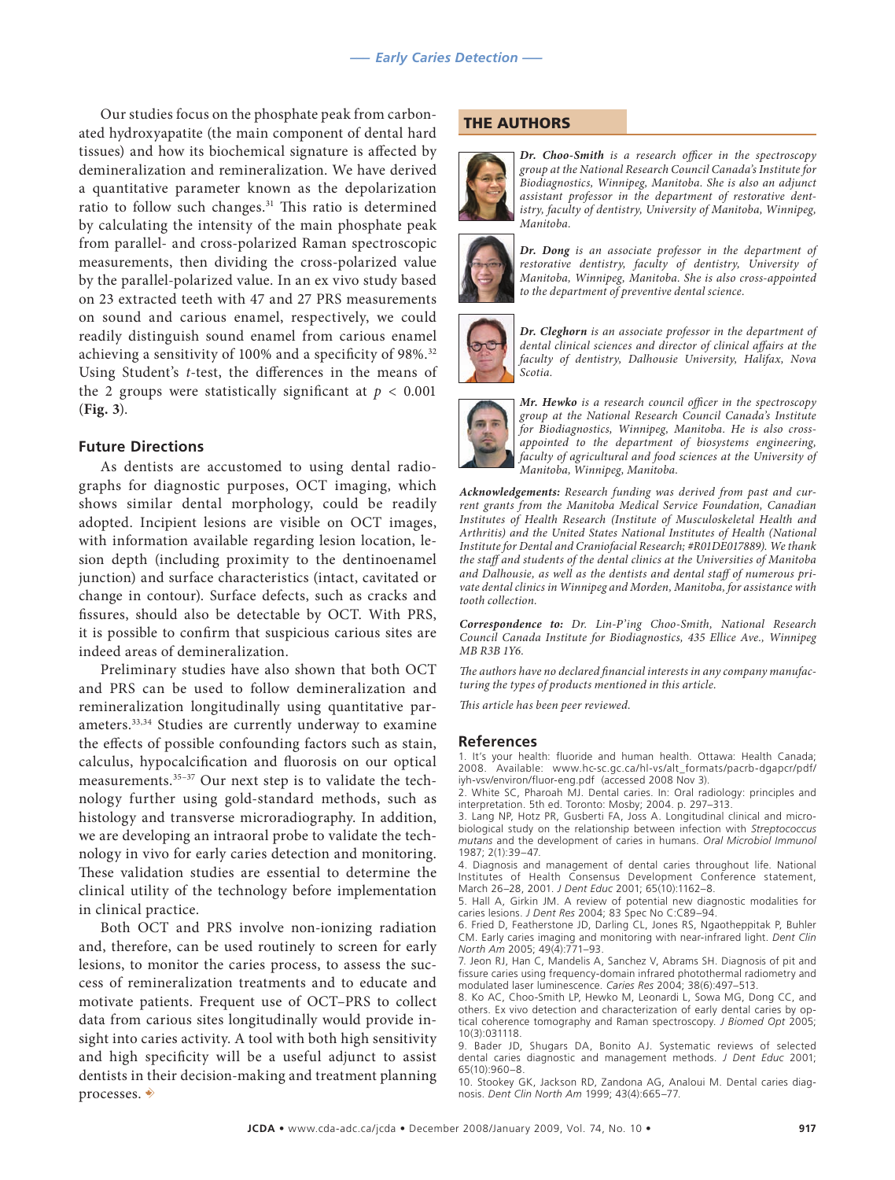Our studies focus on the phosphate peak from carbonated hydroxyapatite (the main component of dental hard tissues) and how its biochemical signature is affected by demineralization and remineralization. We have derived a quantitative parameter known as the depolarization ratio to follow such changes.[31] This ratio is determined by calculating the intensity of the main phosphate peak from parallel- and cross-polarized Raman spectroscopic measurements, then dividing the cross-polarized value by the parallel-polarized value. In an ex vivo study based on 23 extracted teeth with 47 and 27 PRS measurements on sound and carious enamel, respectively, we could readily distinguish sound enamel from carious enamel achieving a sensitivity of 100% and a specificity of 98%.[32] Using Student's *t*-test, the differences in the means of the 2 groups were statistically significant at $p < 0.001$ (**Fig. 3**).

## Future Directions

As dentists are accustomed to using dental radiographs for diagnostic purposes, OCT imaging, which shows similar dental morphology, could be readily adopted. Incipient lesions are visible on OCT images, with information available regarding lesion location, lesion depth (including proximity to the dentinoenamel junction) and surface characteristics (intact, cavitated or change in contour). Surface defects, such as cracks and fissures, should also be detectable by OCT. With PRS, it is possible to confirm that suspicious carious sites are indeed areas of demineralization.

Preliminary studies have also shown that both OCT and PRS can be used to follow demineralization and remineralization longitudinally using quantitative parameters.[33,34] Studies are currently underway to examine the effects of possible confounding factors such as stain, calculus, hypocalcification and fluorosis on our optical measurements.[35–37] Our next step is to validate the technology further using gold-standard methods, such as histology and transverse microradiography. In addition, we are developing an intraoral probe to validate the technology in vivo for early caries detection and monitoring. These validation studies are essential to determine the clinical utility of the technology before implementation in clinical practice.

Both OCT and PRS involve non-ionizing radiation and, therefore, can be used routinely to screen for early lesions, to monitor the caries process, to assess the success of remineralization treatments and to educate and motivate patients. Frequent use of OCT–PRS to collect data from carious sites longitudinally would provide insight into caries activity. A tool with both high sensitivity and high specificity will be a useful adjunct to assist dentists in their decision-making and treatment planning processes.

## THE AUTHORS

***Dr. Choo-Smith*** *is a research officer in the spectroscopy group at the National Research Council Canada's Institute for Biodiagnostics, Winnipeg, Manitoba. She is also an adjunct assistant professor in the department of restorative dentistry, faculty of dentistry, University of Manitoba, Winnipeg, Manitoba.*

***Dr. Dong*** *is an associate professor in the department of restorative dentistry, faculty of dentistry, University of Manitoba, Winnipeg, Manitoba. She is also cross-appointed to the department of preventive dental science.*

***Dr. Cleghorn*** *is an associate professor in the department of dental clinical sciences and director of clinical affairs at the faculty of dentistry, Dalhousie University, Halifax, Nova Scotia.*

***Mr. Hewko*** *is a research council officer in the spectroscopy group at the National Research Council Canada's Institute for Biodiagnostics, Winnipeg, Manitoba. He is also cross-appointed to the department of biosystems engineering, faculty of agricultural and food sciences at the University of Manitoba, Winnipeg, Manitoba.*

***Acknowledgements:*** *Research funding was derived from past and current grants from the Manitoba Medical Service Foundation, Canadian Institutes of Health Research (Institute of Musculoskeletal Health and Arthritis) and the United States National Institutes of Health (National Institute for Dental and Craniofacial Research; #R01DE017889). We thank the staff and students of the dental clinics at the Universities of Manitoba and Dalhousie, as well as the dentists and dental staff of numerous private dental clinics in Winnipeg and Morden, Manitoba, for assistance with tooth collection.*

***Correspondence to:*** *Dr. Lin-P'ing Choo-Smith, National Research Council Canada Institute for Biodiagnostics, 435 Ellice Ave., Winnipeg MB R3B 1Y6.*

*The authors have no declared financial interests in any company manufacturing the types of products mentioned in this article.*

*This article has been peer reviewed.*

## References

1. It's your health: fluoride and human health. Ottawa: Health Canada; 2008. Available: www.hc-sc.gc.ca/hl-vs/alt_formats/pacrb-dgapcr/pdf/iyh-vsv/environ/fluor-eng.pdf (accessed 2008 Nov 3).
2. White SC, Pharoah MJ. Dental caries. In: Oral radiology: principles and interpretation. 5th ed. Toronto: Mosby; 2004. p. 297–313.
3. Lang NP, Hotz PR, Gusberti FA, Joss A. Longitudinal clinical and microbiological study on the relationship between infection with *Streptococcus mutans* and the development of caries in humans. *Oral Microbiol Immunol* 1987; 2(1):39–47.
4. Diagnosis and management of dental caries throughout life. National Institutes of Health Consensus Development Conference statement, March 26–28, 2001. *J Dent Educ* 2001; 65(10):1162–8.
5. Hall A, Girkin JM. A review of potential new diagnostic modalities for caries lesions. *J Dent Res* 2004; 83 Spec No C:C89–94.
6. Fried D, Featherstone JD, Darling CL, Jones RS, Ngaotheppitak P, Buhler CM. Early caries imaging and monitoring with near-infrared light. *Dent Clin North Am* 2005; 49(4):771–93.
7. Jeon RJ, Han C, Mandelis A, Sanchez V, Abrams SH. Diagnosis of pit and fissure caries using frequency-domain infrared photothermal radiometry and modulated laser luminescence. *Caries Res* 2004; 38(6):497–513.
8. Ko AC, Choo-Smith LP, Hewko M, Leonardi L, Sowa MG, Dong CC, and others. Ex vivo detection and characterization of early dental caries by optical coherence tomography and Raman spectroscopy. *J Biomed Opt* 2005; 10(3):031118.
9. Bader JD, Shugars DA, Bonito AJ. Systematic reviews of selected dental caries diagnostic and management methods. *J Dent Educ* 2001; 65(10):960–8.
10. Stookey GK, Jackson RD, Zandona AG, Analoui M. Dental caries diagnosis. *Dent Clin North Am* 1999; 43(4):665–77.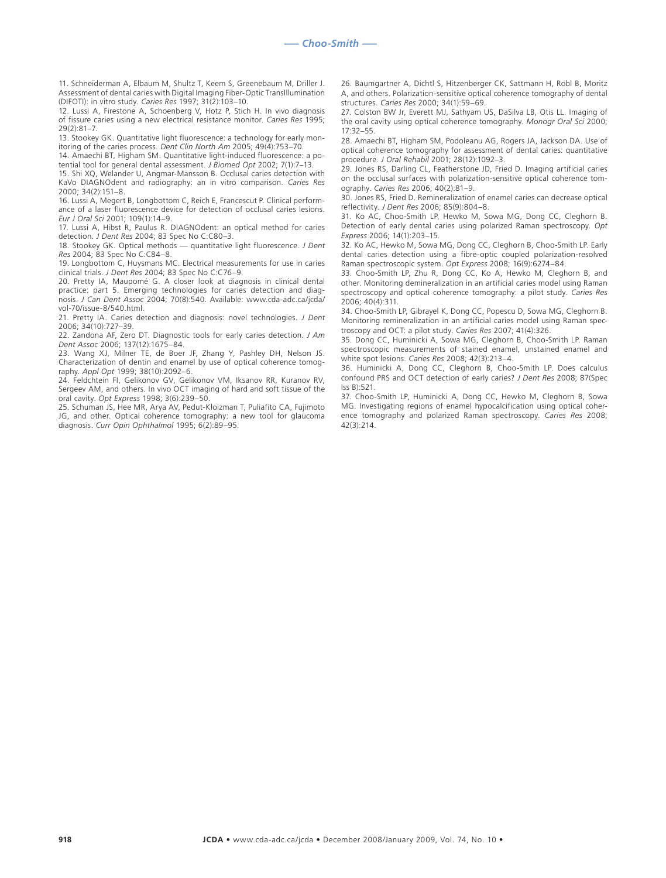11. Schneiderman A, Elbaum M, Shultz T, Keem S, Greenebaum M, Driller J. Assessment of dental caries with Digital Imaging Fiber-Optic TransIllumination (DIFOTI): in vitro study. *Caries Res* 1997; 31(2):103–10.

12. Lussi A, Firestone A, Schoenberg V, Hotz P, Stich H. In vivo diagnosis of fissure caries using a new electrical resistance monitor. *Caries Res* 1995; 29(2):81–7.

13. Stookey GK. Quantitative light fluorescence: a technology for early monitoring of the caries process. *Dent Clin North Am* 2005; 49(4):753–70.

14. Amaechi BT, Higham SM. Quantitative light-induced fluorescence: a potential tool for general dental assessment. *J Biomed Opt* 2002; 7(1):7–13.

15. Shi XQ, Welander U, Angmar-Mansson B. Occlusal caries detection with KaVo DIAGNOdent and radiography: an in vitro comparison. *Caries Res* 2000; 34(2):151–8.

16. Lussi A, Megert B, Longbottom C, Reich E, Francescut P. Clinical performance of a laser fluorescence device for detection of occlusal caries lesions. *Eur J Oral Sci* 2001; 109(1):14–9.

17. Lussi A, Hibst R, Paulus R. DIAGNOdent: an optical method for caries detection. *J Dent Res* 2004; 83 Spec No C:C80–3.

18. Stookey GK. Optical methods — quantitative light fluorescence. *J Dent Res* 2004; 83 Spec No C:C84–8.

19. Longbottom C, Huysmans MC. Electrical measurements for use in caries clinical trials. *J Dent Res* 2004; 83 Spec No C:C76–9.

20. Pretty IA, Maupomé G. A closer look at diagnosis in clinical dental practice: part 5. Emerging technologies for caries detection and diagnosis. *J Can Dent Assoc* 2004; 70(8):540. Available: www.cda-adc.ca/jcda/vol-70/issue-8/540.html.

21. Pretty IA. Caries detection and diagnosis: novel technologies. *J Dent* 2006; 34(10):727–39.

22. Zandona AF, Zero DT. Diagnostic tools for early caries detection. *J Am Dent Assoc* 2006; 137(12):1675–84.

23. Wang XJ, Milner TE, de Boer JF, Zhang Y, Pashley DH, Nelson JS. Characterization of dentin and enamel by use of optical coherence tomography. *Appl Opt* 1999; 38(10):2092–6.

24. Feldchtein FI, Gelikonov GV, Gelikonov VM, Iksanov RR, Kuranov RV, Sergeev AM, and others. In vivo OCT imaging of hard and soft tissue of the oral cavity. *Opt Express* 1998; 3(6):239–50.

25. Schuman JS, Hee MR, Arya AV, Pedut-Kloizman T, Puliafito CA, Fujimoto JG, and other. Optical coherence tomography: a new tool for glaucoma diagnosis. *Curr Opin Ophthalmol* 1995; 6(2):89–95.

26. Baumgartner A, Dichtl S, Hitzenberger CK, Sattmann H, Robl B, Moritz A, and others. Polarization-sensitive optical coherence tomography of dental structures. *Caries Res* 2000; 34(1):59–69.

27. Colston BW Jr, Everett MJ, Sathyam US, DaSilva LB, Otis LL. Imaging of the oral cavity using optical coherence tomography. *Monogr Oral Sci* 2000; 17:32–55.

28. Amaechi BT, Higham SM, Podoleanu AG, Rogers JA, Jackson DA. Use of optical coherence tomography for assessment of dental caries: quantitative procedure. *J Oral Rehabil* 2001; 28(12):1092–3.

29. Jones RS, Darling CL, Featherstone JD, Fried D. Imaging artificial caries on the occlusal surfaces with polarization-sensitive optical coherence tomography. *Caries Res* 2006; 40(2):81–9.

30. Jones RS, Fried D. Remineralization of enamel caries can decrease optical reflectivity. *J Dent Res* 2006; 85(9):804–8.

31. Ko AC, Choo-Smith LP, Hewko M, Sowa MG, Dong CC, Cleghorn B. Detection of early dental caries using polarized Raman spectroscopy. *Opt Express* 2006; 14(1):203–15.

32. Ko AC, Hewko M, Sowa MG, Dong CC, Cleghorn B, Choo-Smith LP. Early dental caries detection using a fibre-optic coupled polarization-resolved Raman spectroscopic system. *Opt Express* 2008; 16(9):6274–84.

33. Choo-Smith LP, Zhu R, Dong CC, Ko A, Hewko M, Cleghorn B, and other. Monitoring demineralization in an artificial caries model using Raman spectroscopy and optical coherence tomography: a pilot study. *Caries Res* 2006; 40(4):311.

34. Choo-Smith LP, Gibrayel K, Dong CC, Popescu D, Sowa MG, Cleghorn B. Monitoring remineralization in an artificial caries model using Raman spectroscopy and OCT: a pilot study. *Caries Res* 2007; 41(4):326.

35. Dong CC, Huminicki A, Sowa MG, Cleghorn B, Choo-Smith LP. Raman spectroscopic measurements of stained enamel, unstained enamel and white spot lesions. *Caries Res* 2008; 42(3):213–4.

36. Huminicki A, Dong CC, Cleghorn B, Choo-Smith LP. Does calculus confound PRS and OCT detection of early caries? *J Dent Res* 2008; 87(Spec Iss B):521.

37. Choo-Smith LP, Huminicki A, Dong CC, Hewko M, Cleghorn B, Sowa MG. Investigating regions of enamel hypocalcification using optical coherence tomography and polarized Raman spectroscopy. *Caries Res* 2008; 42(3):214.